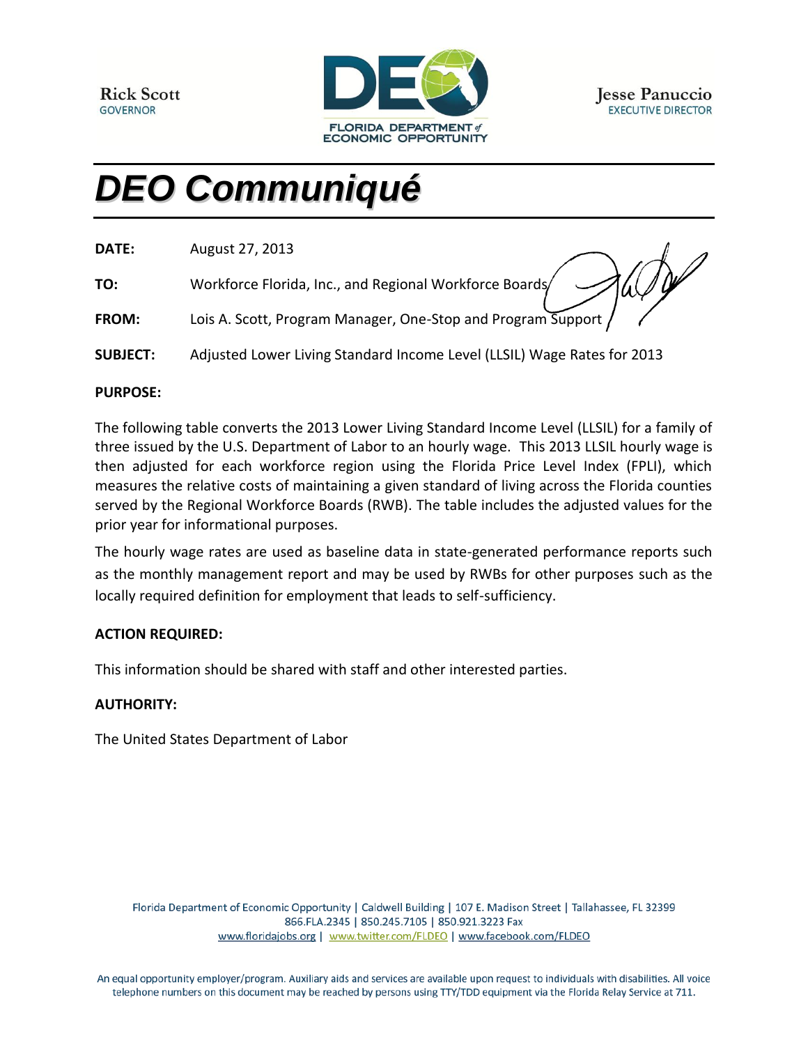Rick Scott
GOVERNOR

FLORIDA DEPARTMENT of ECONOMIC OPPORTUNITY

Jesse Panuccio
EXECUTIVE DIRECTOR

# *DEO Communiqué*

**DATE:** August 27, 2013

**TO:** Workforce Florida, Inc., and Regional Workforce Boards

**FROM:** Lois A. Scott, Program Manager, One-Stop and Program Support

**SUBJECT:** Adjusted Lower Living Standard Income Level (LLSIL) Wage Rates for 2013

**PURPOSE:**

The following table converts the 2013 Lower Living Standard Income Level (LLSIL) for a family of three issued by the U.S. Department of Labor to an hourly wage. This 2013 LLSIL hourly wage is then adjusted for each workforce region using the Florida Price Level Index (FPLI), which measures the relative costs of maintaining a given standard of living across the Florida counties served by the Regional Workforce Boards (RWB). The table includes the adjusted values for the prior year for informational purposes.

The hourly wage rates are used as baseline data in state-generated performance reports such as the monthly management report and may be used by RWBs for other purposes such as the locally required definition for employment that leads to self-sufficiency.

**ACTION REQUIRED:**

This information should be shared with staff and other interested parties.

**AUTHORITY:**

The United States Department of Labor

Florida Department of Economic Opportunity | Caldwell Building | 107 E. Madison Street | Tallahassee, FL 32399
866.FLA.2345 | 850.245.7105 | 850.921.3223 Fax
www.floridajobs.org | www.twitter.com/FLDEO | www.facebook.com/FLDEO

An equal opportunity employer/program. Auxiliary aids and services are available upon request to individuals with disabilities. All voice telephone numbers on this document may be reached by persons using TTY/TDD equipment via the Florida Relay Service at 711.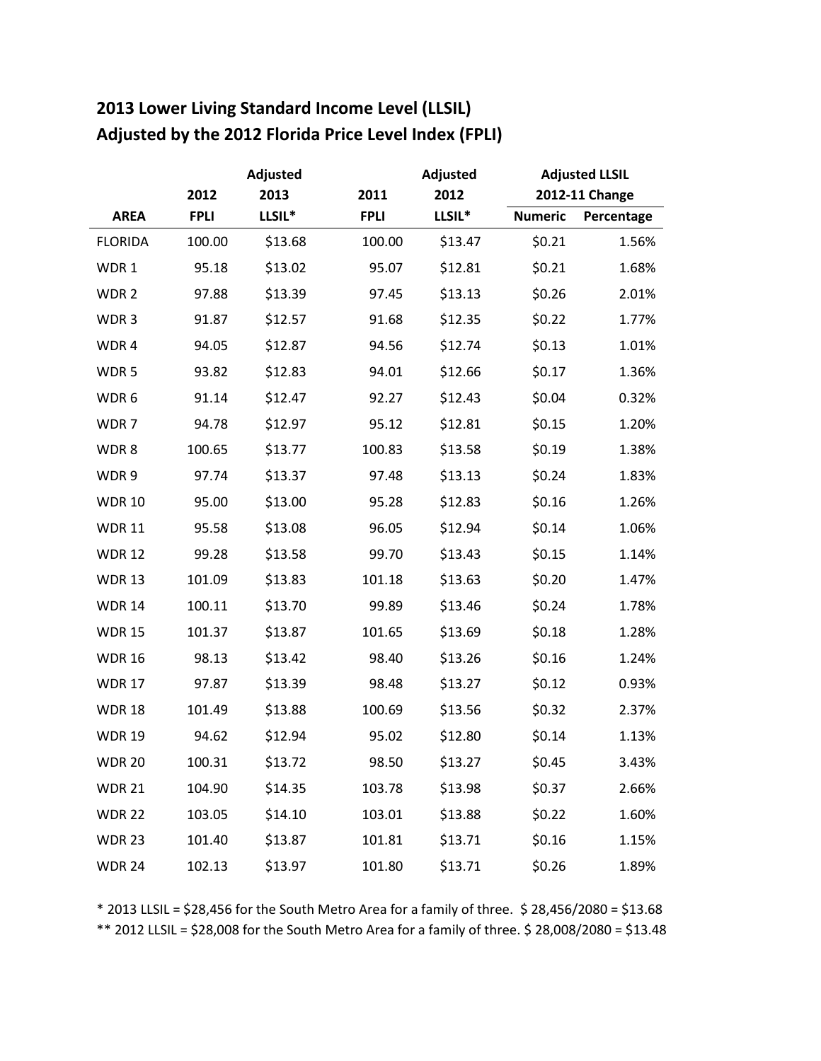# 2013 Lower Living Standard Income Level (LLSIL)
# Adjusted by the 2012 Florida Price Level Index (FPLI)

| AREA | 2012 FPLI | Adjusted 2013 LLSIL* | 2011 FPLI | Adjusted 2012 LLSIL* | Adjusted LLSIL 2012-11 Change | |
|---|---|---|---|---|---|---|
| | | | | | Numeric | Percentage |
| FLORIDA | 100.00 | $13.68 | 100.00 | $13.47 | $0.21 | 1.56% |
| WDR 1 | 95.18 | $13.02 | 95.07 | $12.81 | $0.21 | 1.68% |
| WDR 2 | 97.88 | $13.39 | 97.45 | $13.13 | $0.26 | 2.01% |
| WDR 3 | 91.87 | $12.57 | 91.68 | $12.35 | $0.22 | 1.77% |
| WDR 4 | 94.05 | $12.87 | 94.56 | $12.74 | $0.13 | 1.01% |
| WDR 5 | 93.82 | $12.83 | 94.01 | $12.66 | $0.17 | 1.36% |
| WDR 6 | 91.14 | $12.47 | 92.27 | $12.43 | $0.04 | 0.32% |
| WDR 7 | 94.78 | $12.97 | 95.12 | $12.81 | $0.15 | 1.20% |
| WDR 8 | 100.65 | $13.77 | 100.83 | $13.58 | $0.19 | 1.38% |
| WDR 9 | 97.74 | $13.37 | 97.48 | $13.13 | $0.24 | 1.83% |
| WDR 10 | 95.00 | $13.00 | 95.28 | $12.83 | $0.16 | 1.26% |
| WDR 11 | 95.58 | $13.08 | 96.05 | $12.94 | $0.14 | 1.06% |
| WDR 12 | 99.28 | $13.58 | 99.70 | $13.43 | $0.15 | 1.14% |
| WDR 13 | 101.09 | $13.83 | 101.18 | $13.63 | $0.20 | 1.47% |
| WDR 14 | 100.11 | $13.70 | 99.89 | $13.46 | $0.24 | 1.78% |
| WDR 15 | 101.37 | $13.87 | 101.65 | $13.69 | $0.18 | 1.28% |
| WDR 16 | 98.13 | $13.42 | 98.40 | $13.26 | $0.16 | 1.24% |
| WDR 17 | 97.87 | $13.39 | 98.48 | $13.27 | $0.12 | 0.93% |
| WDR 18 | 101.49 | $13.88 | 100.69 | $13.56 | $0.32 | 2.37% |
| WDR 19 | 94.62 | $12.94 | 95.02 | $12.80 | $0.14 | 1.13% |
| WDR 20 | 100.31 | $13.72 | 98.50 | $13.27 | $0.45 | 3.43% |
| WDR 21 | 104.90 | $14.35 | 103.78 | $13.98 | $0.37 | 2.66% |
| WDR 22 | 103.05 | $14.10 | 103.01 | $13.88 | $0.22 | 1.60% |
| WDR 23 | 101.40 | $13.87 | 101.81 | $13.71 | $0.16 | 1.15% |
| WDR 24 | 102.13 | $13.97 | 101.80 | $13.71 | $0.26 | 1.89% |

* 2013 LLSIL = $28,456 for the South Metro Area for a family of three. $ 28,456/2080 = $13.68

** 2012 LLSIL = $28,008 for the South Metro Area for a family of three. $ 28,008/2080 = $13.48